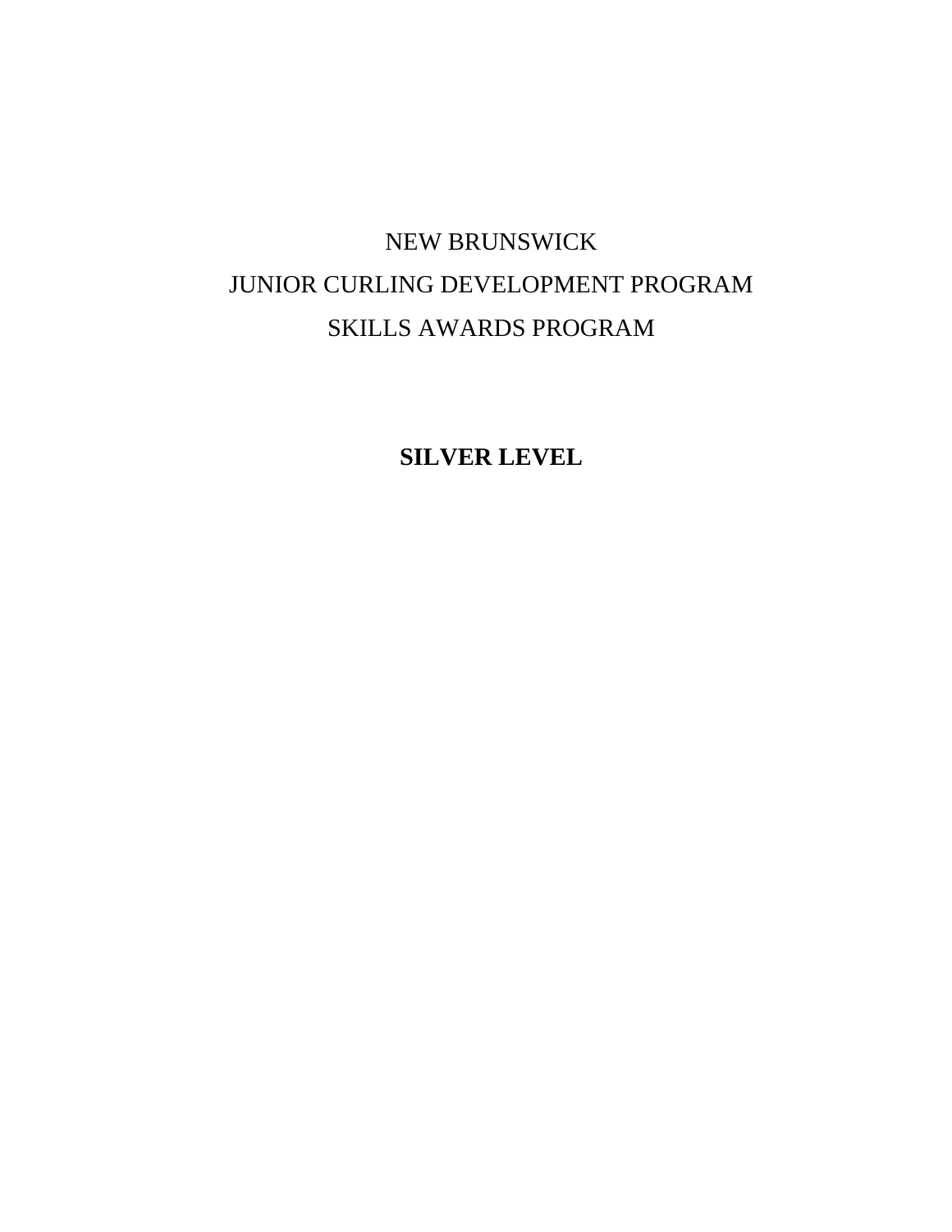# NEW BRUNSWICK
# JUNIOR CURLING DEVELOPMENT PROGRAM
# SKILLS AWARDS PROGRAM

## **SILVER LEVEL**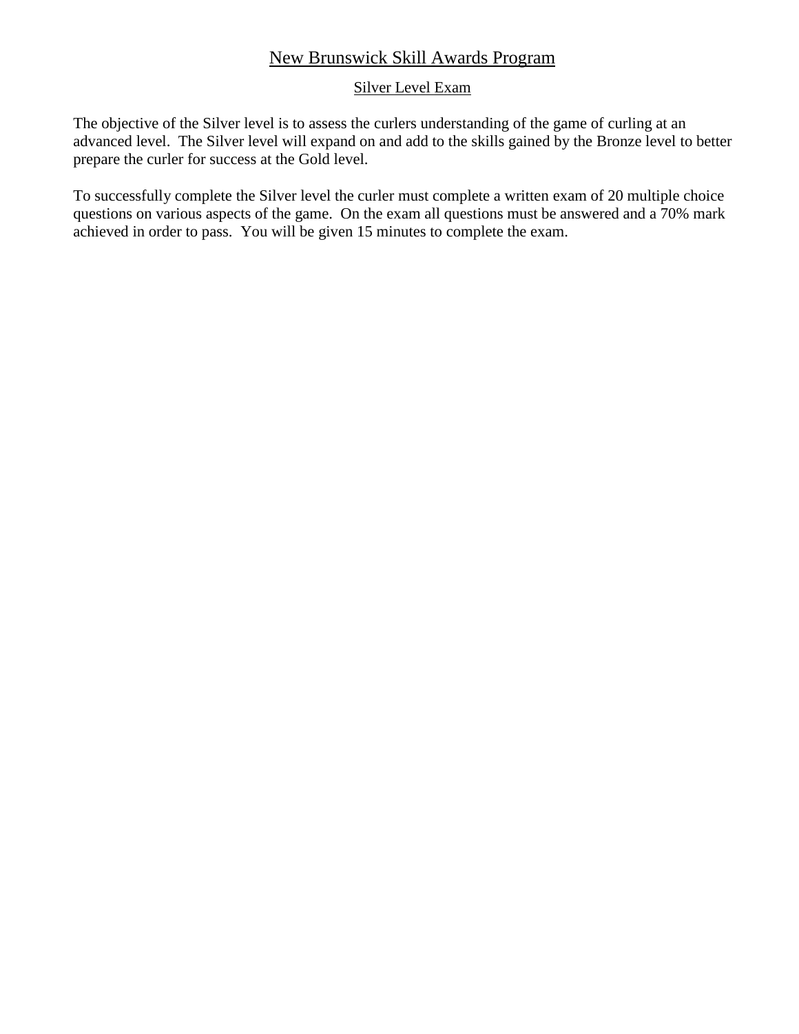# New Brunswick Skill Awards Program

## Silver Level Exam

The objective of the Silver level is to assess the curlers understanding of the game of curling at an advanced level. The Silver level will expand on and add to the skills gained by the Bronze level to better prepare the curler for success at the Gold level.

To successfully complete the Silver level the curler must complete a written exam of 20 multiple choice questions on various aspects of the game. On the exam all questions must be answered and a 70% mark achieved in order to pass. You will be given 15 minutes to complete the exam.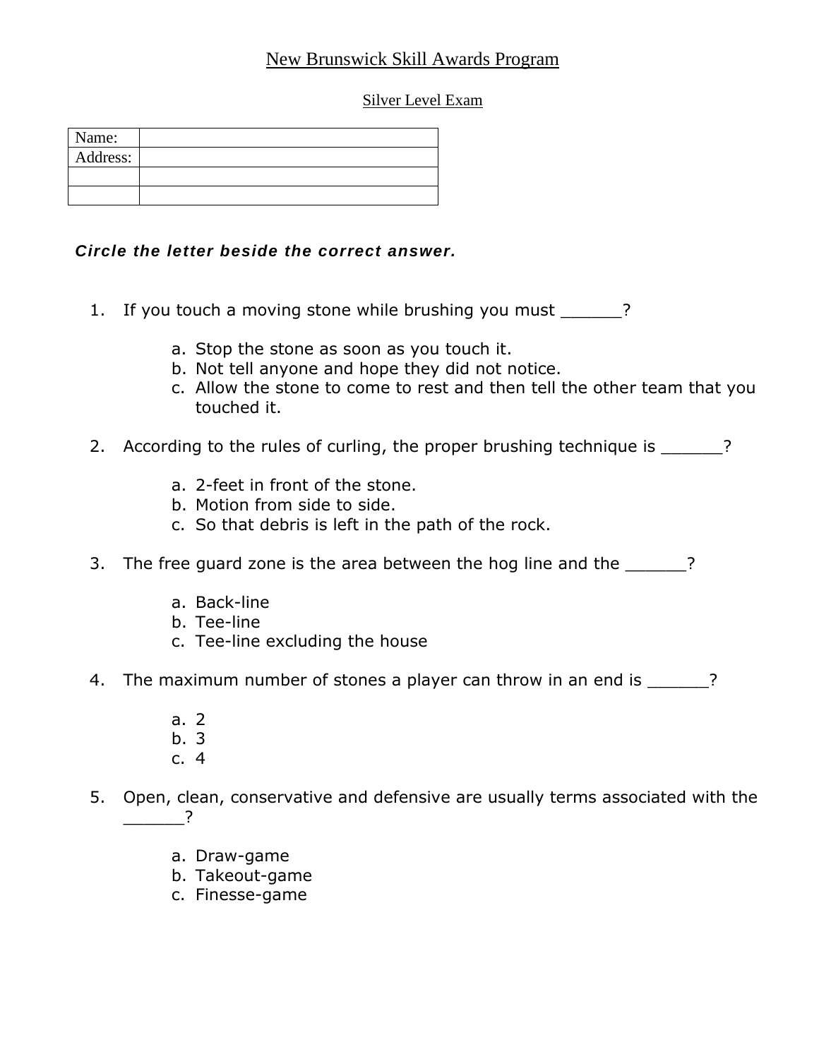# New Brunswick Skill Awards Program

## Silver Level Exam

| Name: | |
| --- | --- |
| Address: | |
| | |
| | |

***Circle the letter beside the correct answer.***

1. If you touch a moving stone while brushing you must ______?

    a. Stop the stone as soon as you touch it.
    b. Not tell anyone and hope they did not notice.
    c. Allow the stone to come to rest and then tell the other team that you touched it.

2. According to the rules of curling, the proper brushing technique is ______?

    a. 2-feet in front of the stone.
    b. Motion from side to side.
    c. So that debris is left in the path of the rock.

3. The free guard zone is the area between the hog line and the ______?

    a. Back-line
    b. Tee-line
    c. Tee-line excluding the house

4. The maximum number of stones a player can throw in an end is ______?

    a. 2
    b. 3
    c. 4

5. Open, clean, conservative and defensive are usually terms associated with the ______?

    a. Draw-game
    b. Takeout-game
    c. Finesse-game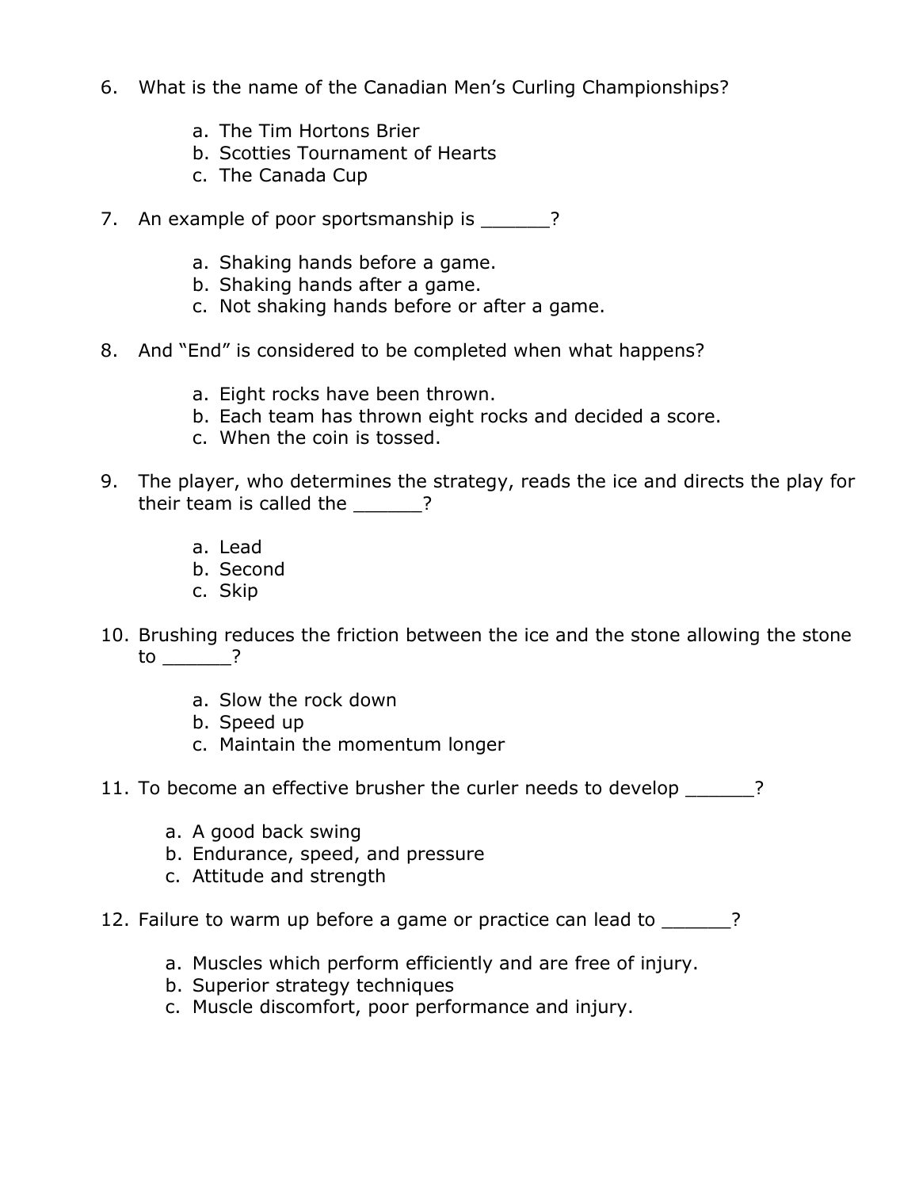6. What is the name of the Canadian Men's Curling Championships?

    a. The Tim Hortons Brier
    b. Scotties Tournament of Hearts
    c. The Canada Cup

7. An example of poor sportsmanship is ______?

    a. Shaking hands before a game.
    b. Shaking hands after a game.
    c. Not shaking hands before or after a game.

8. And "End" is considered to be completed when what happens?

    a. Eight rocks have been thrown.
    b. Each team has thrown eight rocks and decided a score.
    c. When the coin is tossed.

9. The player, who determines the strategy, reads the ice and directs the play for their team is called the ______?

    a. Lead
    b. Second
    c. Skip

10. Brushing reduces the friction between the ice and the stone allowing the stone to ______?

    a. Slow the rock down
    b. Speed up
    c. Maintain the momentum longer

11. To become an effective brusher the curler needs to develop ______?

    a. A good back swing
    b. Endurance, speed, and pressure
    c. Attitude and strength

12. Failure to warm up before a game or practice can lead to ______?

    a. Muscles which perform efficiently and are free of injury.
    b. Superior strategy techniques
    c. Muscle discomfort, poor performance and injury.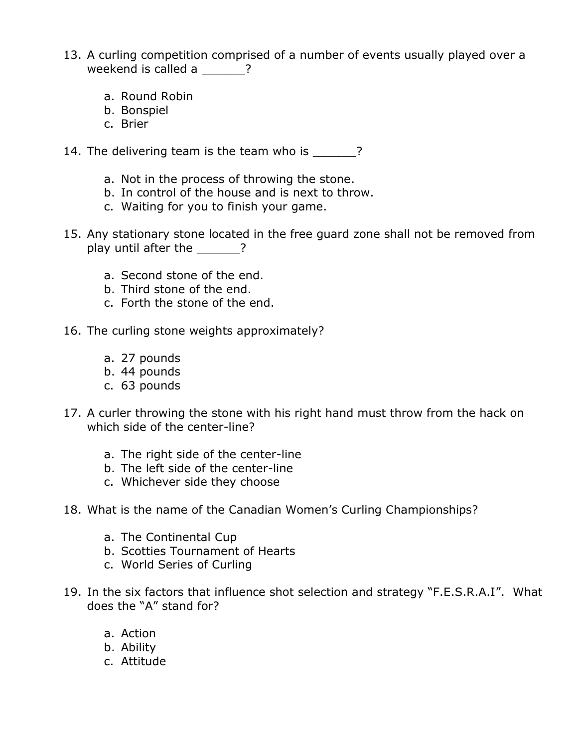13. A curling competition comprised of a number of events usually played over a weekend is called a ______?

    a. Round Robin
    b. Bonspiel
    c. Brier

14. The delivering team is the team who is ______?

    a. Not in the process of throwing the stone.
    b. In control of the house and is next to throw.
    c. Waiting for you to finish your game.

15. Any stationary stone located in the free guard zone shall not be removed from play until after the ______?

    a. Second stone of the end.
    b. Third stone of the end.
    c. Forth the stone of the end.

16. The curling stone weights approximately?

    a. 27 pounds
    b. 44 pounds
    c. 63 pounds

17. A curler throwing the stone with his right hand must throw from the hack on which side of the center-line?

    a. The right side of the center-line
    b. The left side of the center-line
    c. Whichever side they choose

18. What is the name of the Canadian Women's Curling Championships?

    a. The Continental Cup
    b. Scotties Tournament of Hearts
    c. World Series of Curling

19. In the six factors that influence shot selection and strategy "F.E.S.R.A.I". What does the "A" stand for?

    a. Action
    b. Ability
    c. Attitude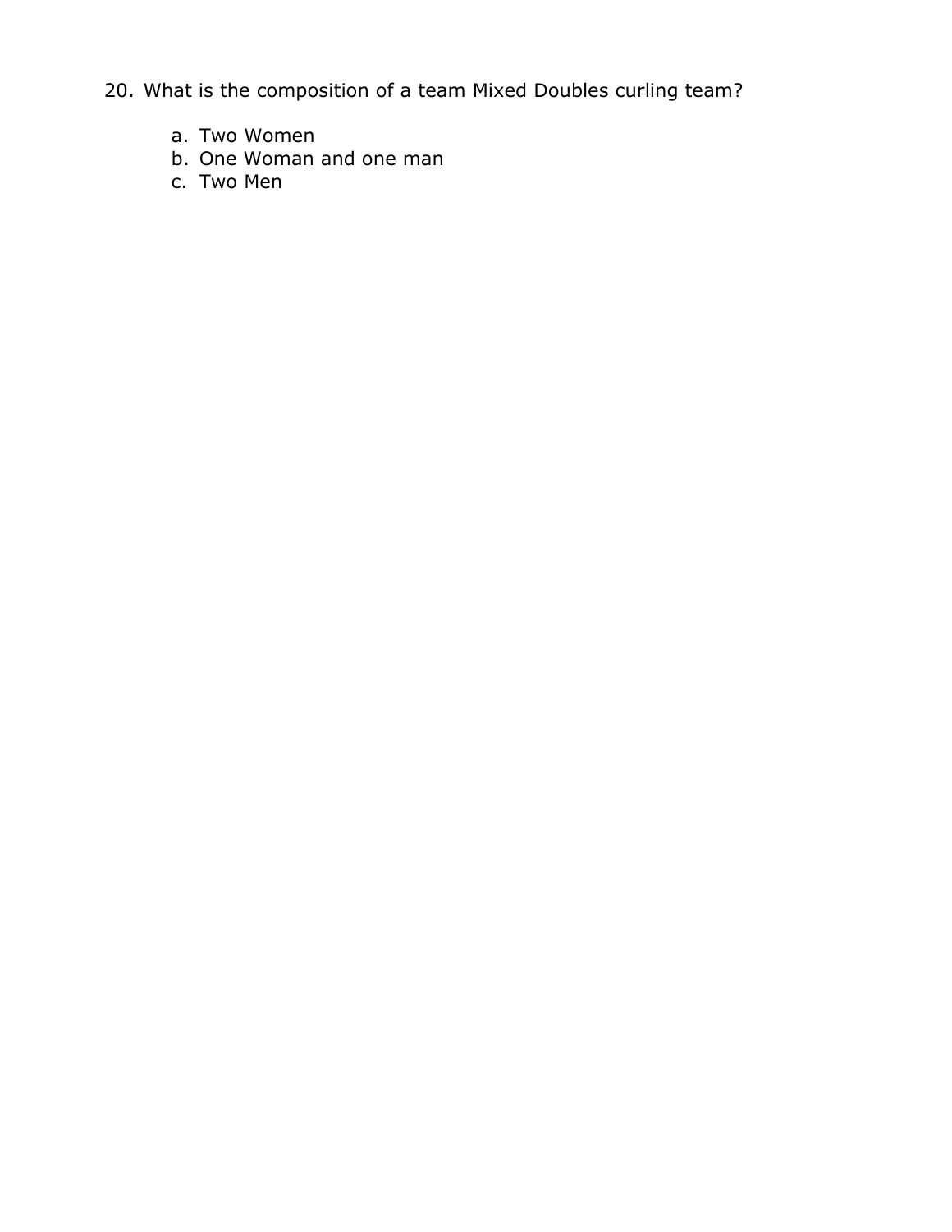20. What is the composition of a team Mixed Doubles curling team?

    a. Two Women
    b. One Woman and one man
    c. Two Men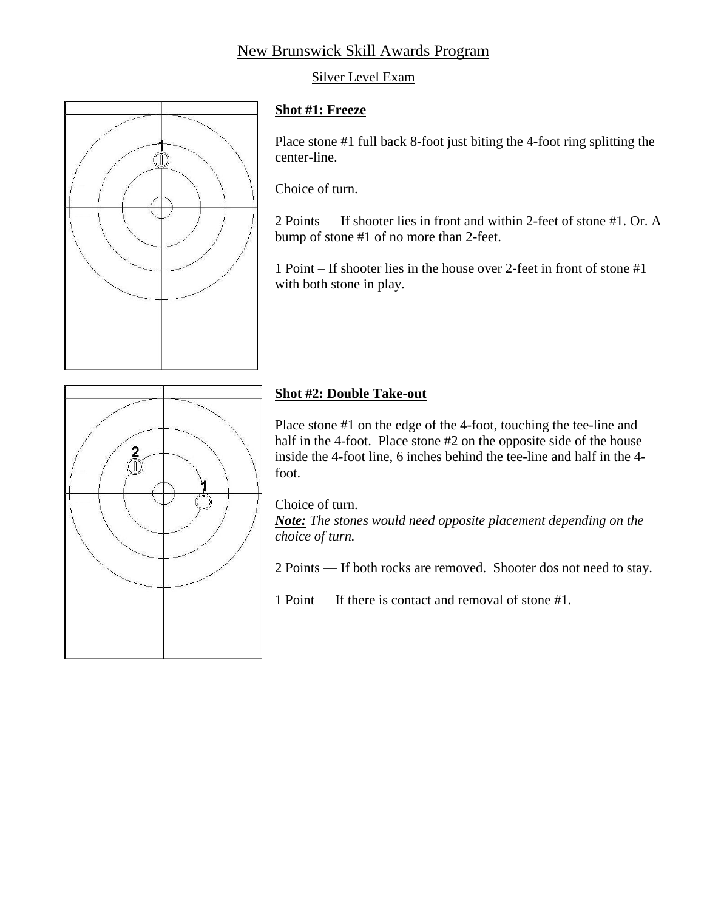# New Brunswick Skill Awards Program

## Silver Level Exam

### Shot #1: Freeze

Place stone #1 full back 8-foot just biting the 4-foot ring splitting the center-line.

Choice of turn.

2 Points — If shooter lies in front and within 2-feet of stone #1. Or. A bump of stone #1 of no more than 2-feet.

1 Point – If shooter lies in the house over 2-feet in front of stone #1 with both stone in play.

### Shot #2: Double Take-out

Place stone #1 on the edge of the 4-foot, touching the tee-line and half in the 4-foot. Place stone #2 on the opposite side of the house inside the 4-foot line, 6 inches behind the tee-line and half in the 4-foot.

Choice of turn.
***Note:*** *The stones would need opposite placement depending on the choice of turn.*

2 Points — If both rocks are removed. Shooter dos not need to stay.

1 Point — If there is contact and removal of stone #1.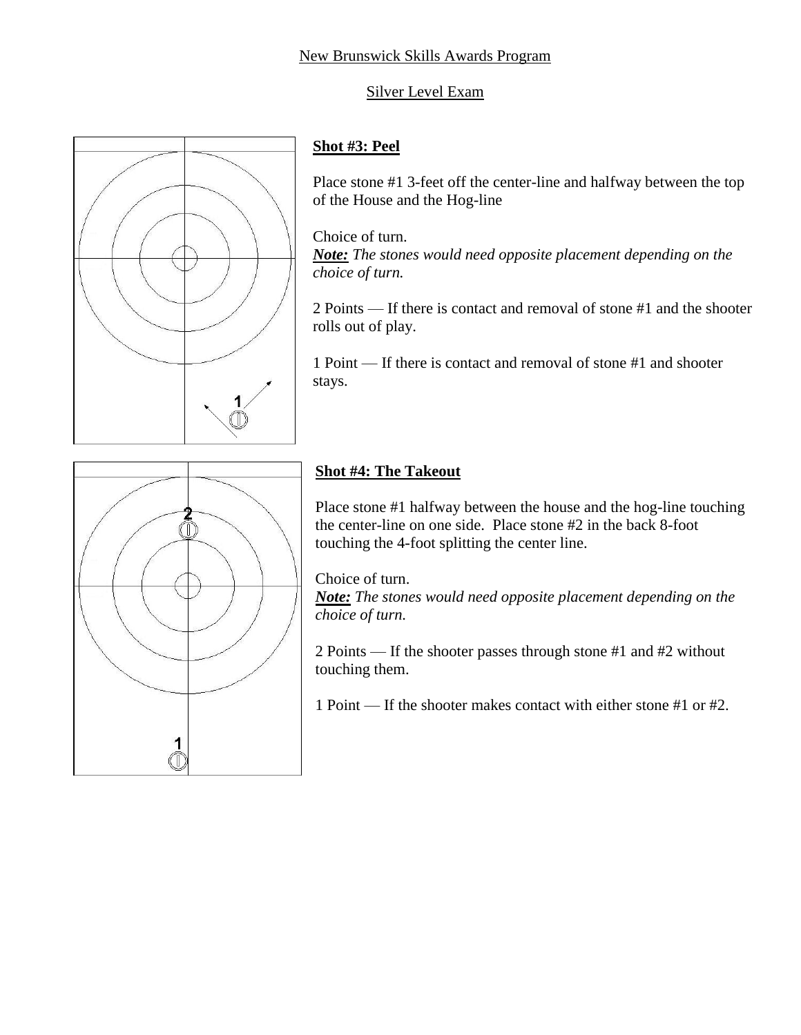New Brunswick Skills Awards Program

Silver Level Exam

**Shot #3: Peel**

Place stone #1 3-feet off the center-line and halfway between the top of the House and the Hog-line

Choice of turn.
***Note:*** *The stones would need opposite placement depending on the choice of turn.*

2 Points — If there is contact and removal of stone #1 and the shooter rolls out of play.

1 Point — If there is contact and removal of stone #1 and shooter stays.

**Shot #4: The Takeout**

Place stone #1 halfway between the house and the hog-line touching the center-line on one side. Place stone #2 in the back 8-foot touching the 4-foot splitting the center line.

Choice of turn.
***Note:*** *The stones would need opposite placement depending on the choice of turn.*

2 Points — If the shooter passes through stone #1 and #2 without touching them.

1 Point — If the shooter makes contact with either stone #1 or #2.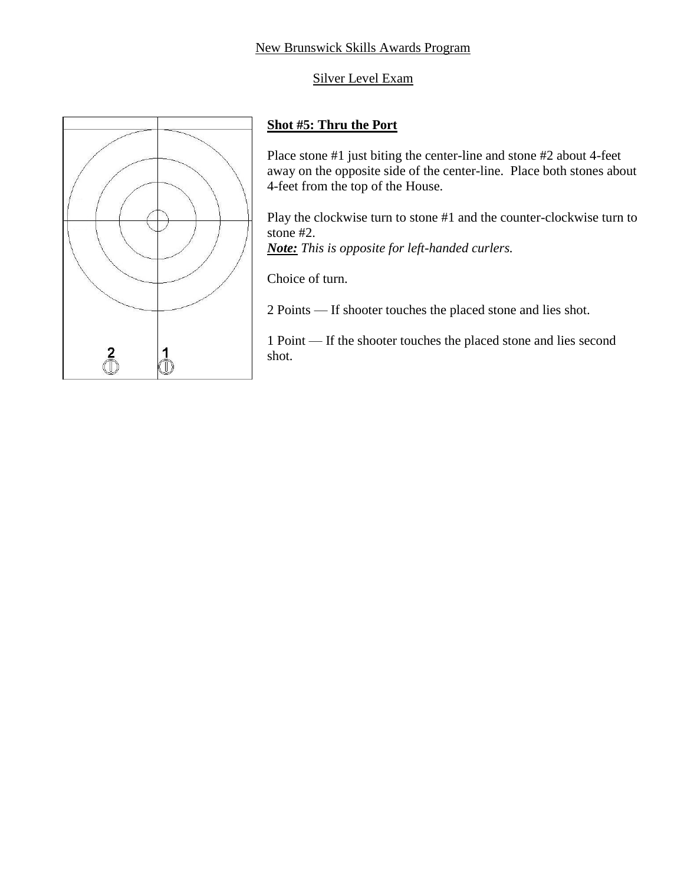New Brunswick Skills Awards Program

Silver Level Exam

**Shot #5: Thru the Port**

Place stone #1 just biting the center-line and stone #2 about 4-feet away on the opposite side of the center-line. Place both stones about 4-feet from the top of the House.

Play the clockwise turn to stone #1 and the counter-clockwise turn to stone #2.
***Note:*** *This is opposite for left-handed curlers.*

Choice of turn.

2 Points — If shooter touches the placed stone and lies shot.

1 Point — If the shooter touches the placed stone and lies second shot.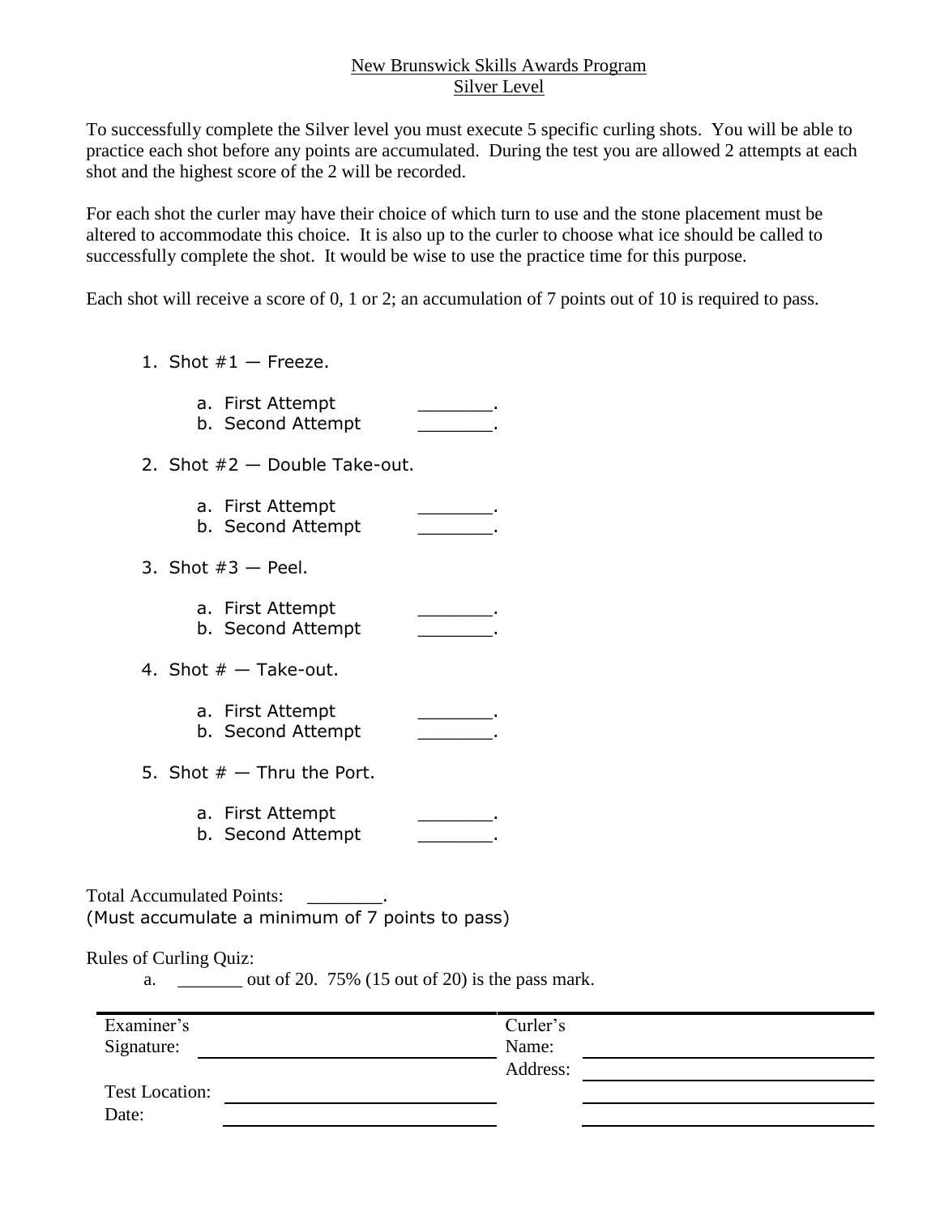# New Brunswick Skills Awards Program
## Silver Level

To successfully complete the Silver level you must execute 5 specific curling shots. You will be able to practice each shot before any points are accumulated. During the test you are allowed 2 attempts at each shot and the highest score of the 2 will be recorded.

For each shot the curler may have their choice of which turn to use and the stone placement must be altered to accommodate this choice. It is also up to the curler to choose what ice should be called to successfully complete the shot. It would be wise to use the practice time for this purpose.

Each shot will receive a score of 0, 1 or 2; an accumulation of 7 points out of 10 is required to pass.

1. Shot #1 — Freeze.
   a. First Attempt _______.
   b. Second Attempt _______.
2. Shot #2 — Double Take-out.
   a. First Attempt _______.
   b. Second Attempt _______.
3. Shot #3 — Peel.
   a. First Attempt _______.
   b. Second Attempt _______.
4. Shot # — Take-out.
   a. First Attempt _______.
   b. Second Attempt _______.
5. Shot # — Thru the Port.
   a. First Attempt _______.
   b. Second Attempt _______.

Total Accumulated Points: _______.
(Must accumulate a minimum of 7 points to pass)

Rules of Curling Quiz:
a. _______ out of 20. 75% (15 out of 20) is the pass mark.

| | | | |
|---|---|---|---|
| Examiner's Signature: | | Curler's Name: | |
| | | Address: | |
| Test Location: | | | |
| Date: | | | |